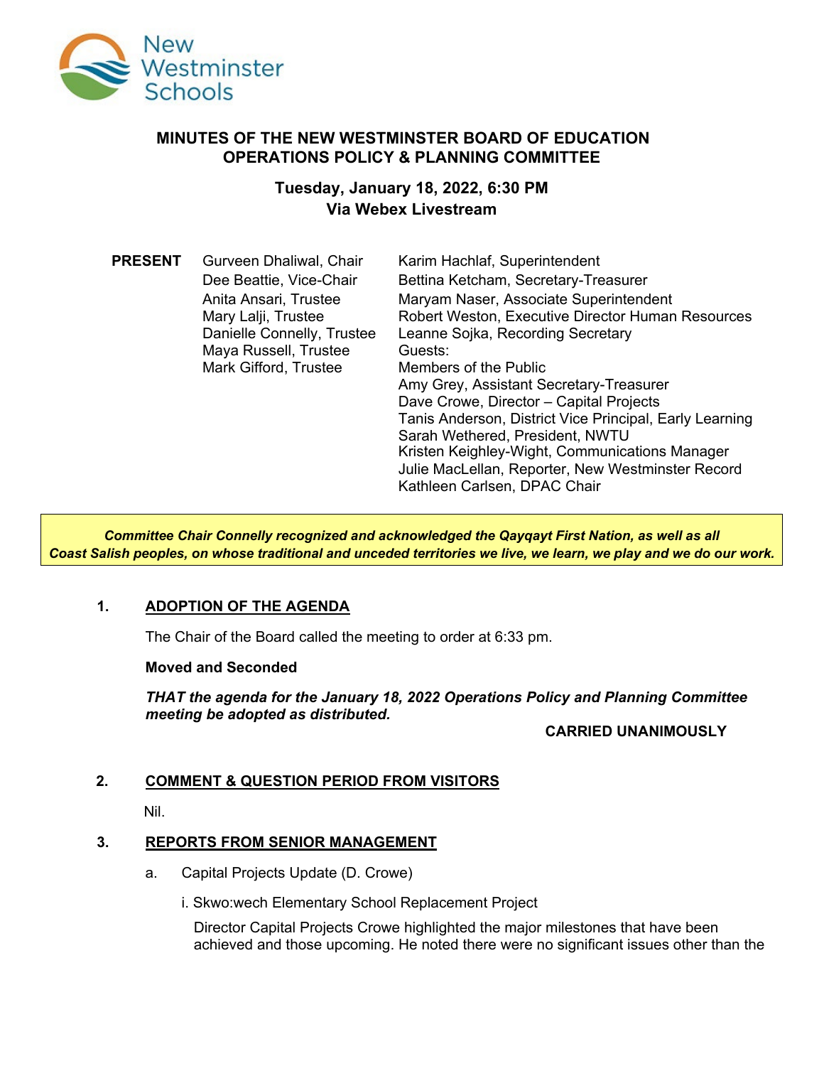# MINUTES OF THE NEW WESTMINSTER BOARD OF EDUCATION OPERATIONS POLICY & PLANNING COMMITTEE

## Tuesday, January 18, 2022, 6:30 PM
## Via Webex Livestream

**PRESENT**

| | |
|---|---|
| Gurveen Dhaliwal, Chair | Karim Hachlaf, Superintendent |
| Dee Beattie, Vice-Chair | Bettina Ketcham, Secretary-Treasurer |
| Anita Ansari, Trustee | Maryam Naser, Associate Superintendent |
| Mary Lalji, Trustee | Robert Weston, Executive Director Human Resources |
| Danielle Connelly, Trustee | Leanne Sojka, Recording Secretary |
| Maya Russell, Trustee | Guests: |
| Mark Gifford, Trustee | Members of the Public |
| | Amy Grey, Assistant Secretary-Treasurer |
| | Dave Crowe, Director – Capital Projects |
| | Tanis Anderson, District Vice Principal, Early Learning |
| | Sarah Wethered, President, NWTU |
| | Kristen Keighley-Wight, Communications Manager |
| | Julie MacLellan, Reporter, New Westminster Record |
| | Kathleen Carlsen, DPAC Chair |

***Committee Chair Connelly recognized and acknowledged the Qayqayt First Nation, as well as all Coast Salish peoples, on whose traditional and unceded territories we live, we learn, we play and we do our work.***

### 1. ADOPTION OF THE AGENDA

The Chair of the Board called the meeting to order at 6:33 pm.

**Moved and Seconded**

***THAT the agenda for the January 18, 2022 Operations Policy and Planning Committee meeting be adopted as distributed.***

**CARRIED UNANIMOUSLY**

### 2. COMMENT & QUESTION PERIOD FROM VISITORS

Nil.

### 3. REPORTS FROM SENIOR MANAGEMENT

a. Capital Projects Update (D. Crowe)

i. Skwo:wech Elementary School Replacement Project

Director Capital Projects Crowe highlighted the major milestones that have been achieved and those upcoming. He noted there were no significant issues other than the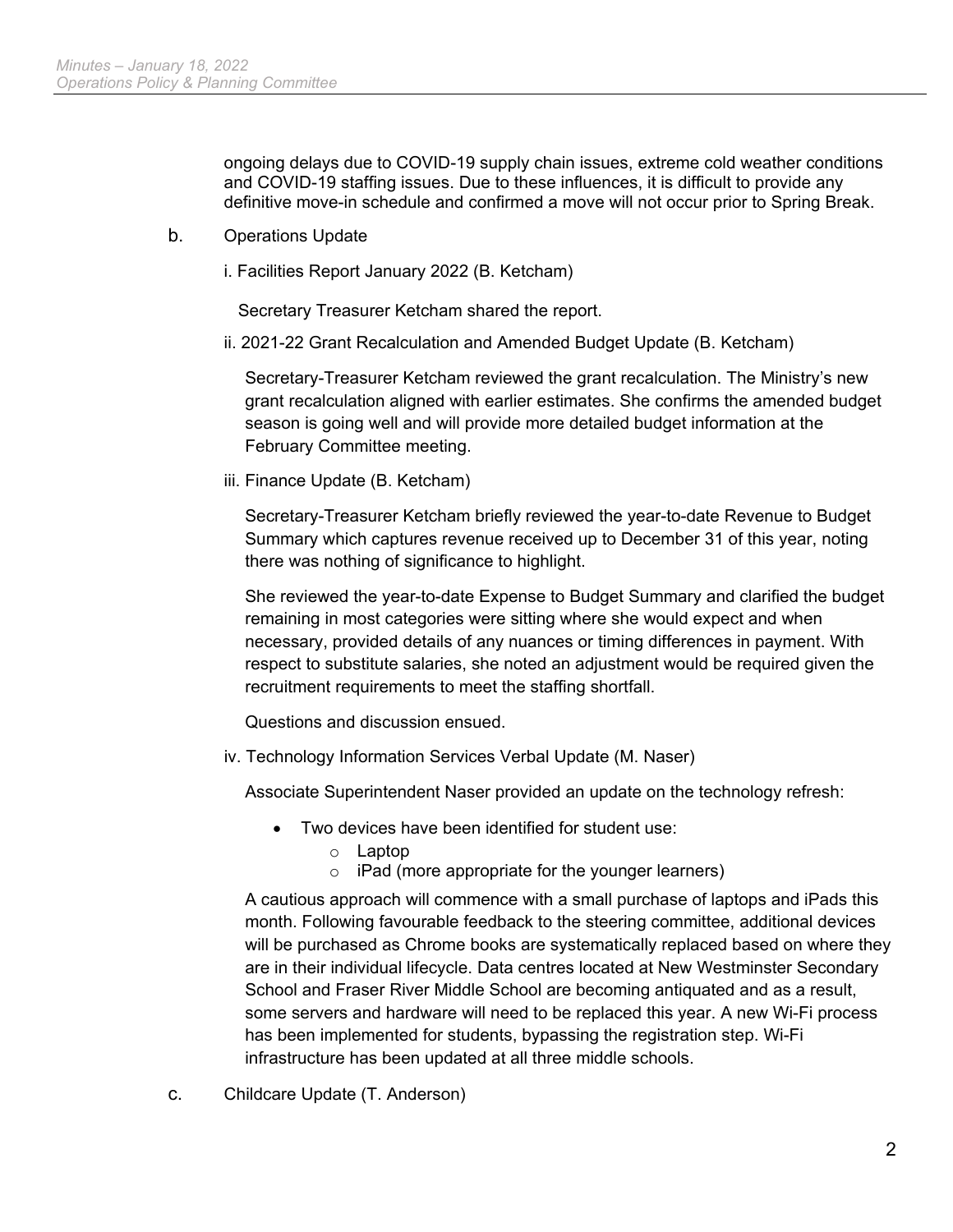ongoing delays due to COVID-19 supply chain issues, extreme cold weather conditions and COVID-19 staffing issues. Due to these influences, it is difficult to provide any definitive move-in schedule and confirmed a move will not occur prior to Spring Break.

b. Operations Update

i. Facilities Report January 2022 (B. Ketcham)

Secretary Treasurer Ketcham shared the report.

ii. 2021-22 Grant Recalculation and Amended Budget Update (B. Ketcham)

Secretary-Treasurer Ketcham reviewed the grant recalculation. The Ministry's new grant recalculation aligned with earlier estimates. She confirms the amended budget season is going well and will provide more detailed budget information at the February Committee meeting.

iii. Finance Update (B. Ketcham)

Secretary-Treasurer Ketcham briefly reviewed the year-to-date Revenue to Budget Summary which captures revenue received up to December 31 of this year, noting there was nothing of significance to highlight.

She reviewed the year-to-date Expense to Budget Summary and clarified the budget remaining in most categories were sitting where she would expect and when necessary, provided details of any nuances or timing differences in payment. With respect to substitute salaries, she noted an adjustment would be required given the recruitment requirements to meet the staffing shortfall.

Questions and discussion ensued.

iv. Technology Information Services Verbal Update (M. Naser)

Associate Superintendent Naser provided an update on the technology refresh:

- Two devices have been identified for student use:
  - Laptop
  - iPad (more appropriate for the younger learners)

A cautious approach will commence with a small purchase of laptops and iPads this month. Following favourable feedback to the steering committee, additional devices will be purchased as Chrome books are systematically replaced based on where they are in their individual lifecycle. Data centres located at New Westminster Secondary School and Fraser River Middle School are becoming antiquated and as a result, some servers and hardware will need to be replaced this year. A new Wi-Fi process has been implemented for students, bypassing the registration step. Wi-Fi infrastructure has been updated at all three middle schools.

c. Childcare Update (T. Anderson)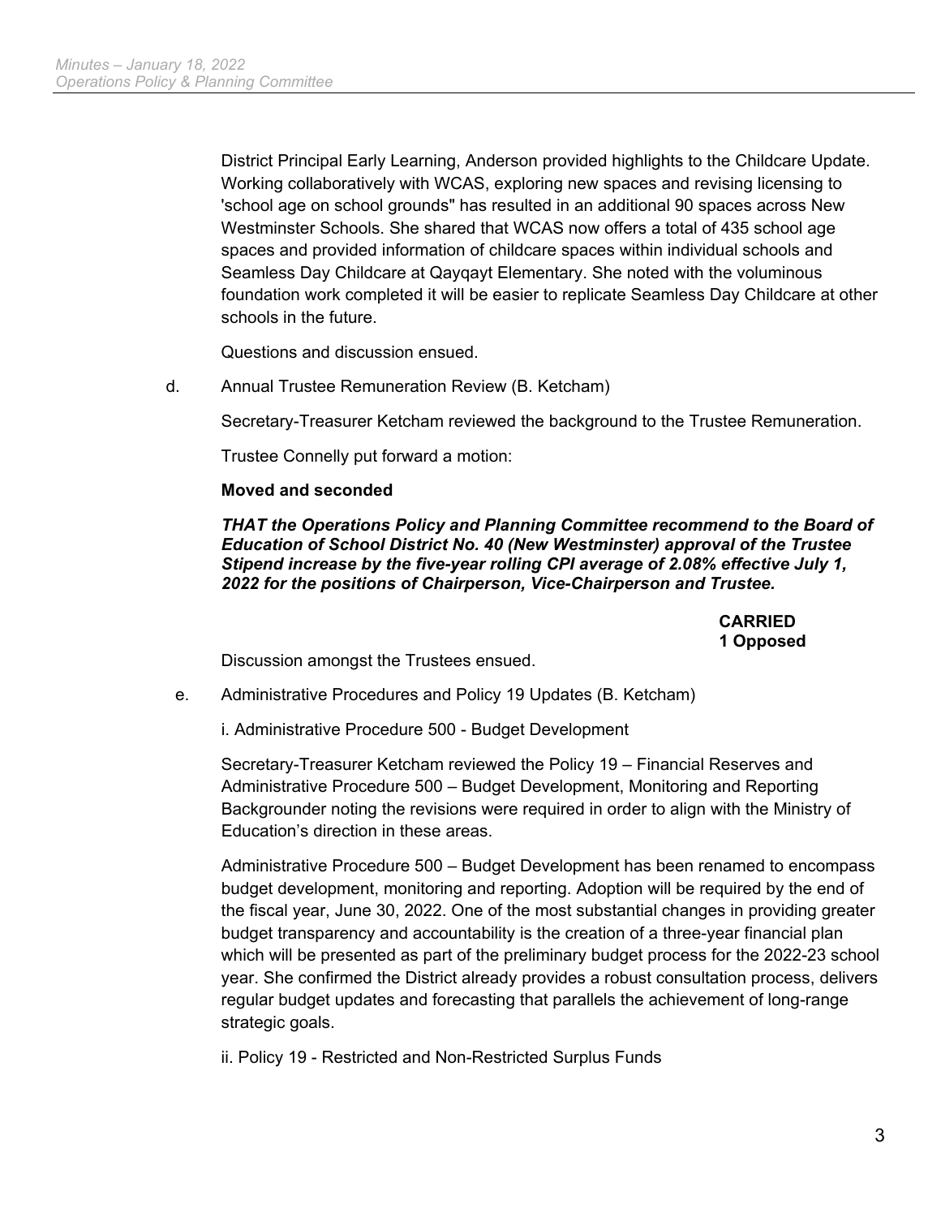District Principal Early Learning, Anderson provided highlights to the Childcare Update. Working collaboratively with WCAS, exploring new spaces and revising licensing to 'school age on school grounds" has resulted in an additional 90 spaces across New Westminster Schools. She shared that WCAS now offers a total of 435 school age spaces and provided information of childcare spaces within individual schools and Seamless Day Childcare at Qayqayt Elementary. She noted with the voluminous foundation work completed it will be easier to replicate Seamless Day Childcare at other schools in the future.

Questions and discussion ensued.

d. Annual Trustee Remuneration Review (B. Ketcham)

Secretary-Treasurer Ketcham reviewed the background to the Trustee Remuneration.

Trustee Connelly put forward a motion:

**Moved and seconded**

***THAT the Operations Policy and Planning Committee recommend to the Board of Education of School District No. 40 (New Westminster) approval of the Trustee Stipend increase by the five-year rolling CPI average of 2.08% effective July 1, 2022 for the positions of Chairperson, Vice-Chairperson and Trustee.***

**CARRIED**
**1 Opposed**

Discussion amongst the Trustees ensued.

e. Administrative Procedures and Policy 19 Updates (B. Ketcham)

i. Administrative Procedure 500 - Budget Development

Secretary-Treasurer Ketcham reviewed the Policy 19 – Financial Reserves and Administrative Procedure 500 – Budget Development, Monitoring and Reporting Backgrounder noting the revisions were required in order to align with the Ministry of Education's direction in these areas.

Administrative Procedure 500 – Budget Development has been renamed to encompass budget development, monitoring and reporting. Adoption will be required by the end of the fiscal year, June 30, 2022. One of the most substantial changes in providing greater budget transparency and accountability is the creation of a three-year financial plan which will be presented as part of the preliminary budget process for the 2022-23 school year. She confirmed the District already provides a robust consultation process, delivers regular budget updates and forecasting that parallels the achievement of long-range strategic goals.

ii. Policy 19 - Restricted and Non-Restricted Surplus Funds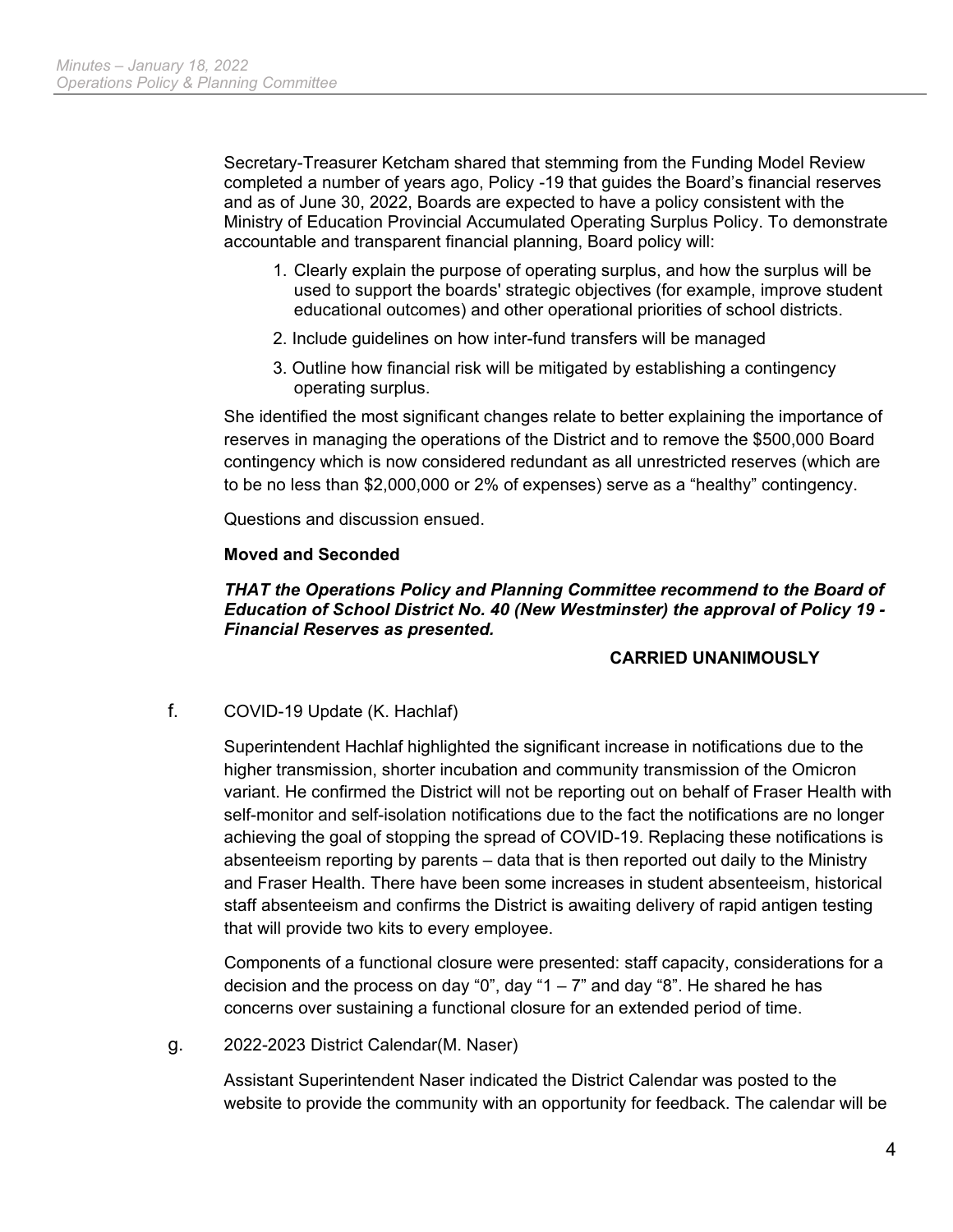Secretary-Treasurer Ketcham shared that stemming from the Funding Model Review completed a number of years ago, Policy -19 that guides the Board's financial reserves and as of June 30, 2022, Boards are expected to have a policy consistent with the Ministry of Education Provincial Accumulated Operating Surplus Policy. To demonstrate accountable and transparent financial planning, Board policy will:

1. Clearly explain the purpose of operating surplus, and how the surplus will be used to support the boards' strategic objectives (for example, improve student educational outcomes) and other operational priorities of school districts.
2. Include guidelines on how inter-fund transfers will be managed
3. Outline how financial risk will be mitigated by establishing a contingency operating surplus.

She identified the most significant changes relate to better explaining the importance of reserves in managing the operations of the District and to remove the $500,000 Board contingency which is now considered redundant as all unrestricted reserves (which are to be no less than $2,000,000 or 2% of expenses) serve as a "healthy" contingency.

Questions and discussion ensued.

**Moved and Seconded**

***THAT the Operations Policy and Planning Committee recommend to the Board of Education of School District No. 40 (New Westminster) the approval of Policy 19 - Financial Reserves as presented.***

**CARRIED UNANIMOUSLY**

f. COVID-19 Update (K. Hachlaf)

Superintendent Hachlaf highlighted the significant increase in notifications due to the higher transmission, shorter incubation and community transmission of the Omicron variant. He confirmed the District will not be reporting out on behalf of Fraser Health with self-monitor and self-isolation notifications due to the fact the notifications are no longer achieving the goal of stopping the spread of COVID-19. Replacing these notifications is absenteeism reporting by parents – data that is then reported out daily to the Ministry and Fraser Health. There have been some increases in student absenteeism, historical staff absenteeism and confirms the District is awaiting delivery of rapid antigen testing that will provide two kits to every employee.

Components of a functional closure were presented: staff capacity, considerations for a decision and the process on day "0", day "1 – 7" and day "8". He shared he has concerns over sustaining a functional closure for an extended period of time.

g. 2022-2023 District Calendar(M. Naser)

Assistant Superintendent Naser indicated the District Calendar was posted to the website to provide the community with an opportunity for feedback. The calendar will be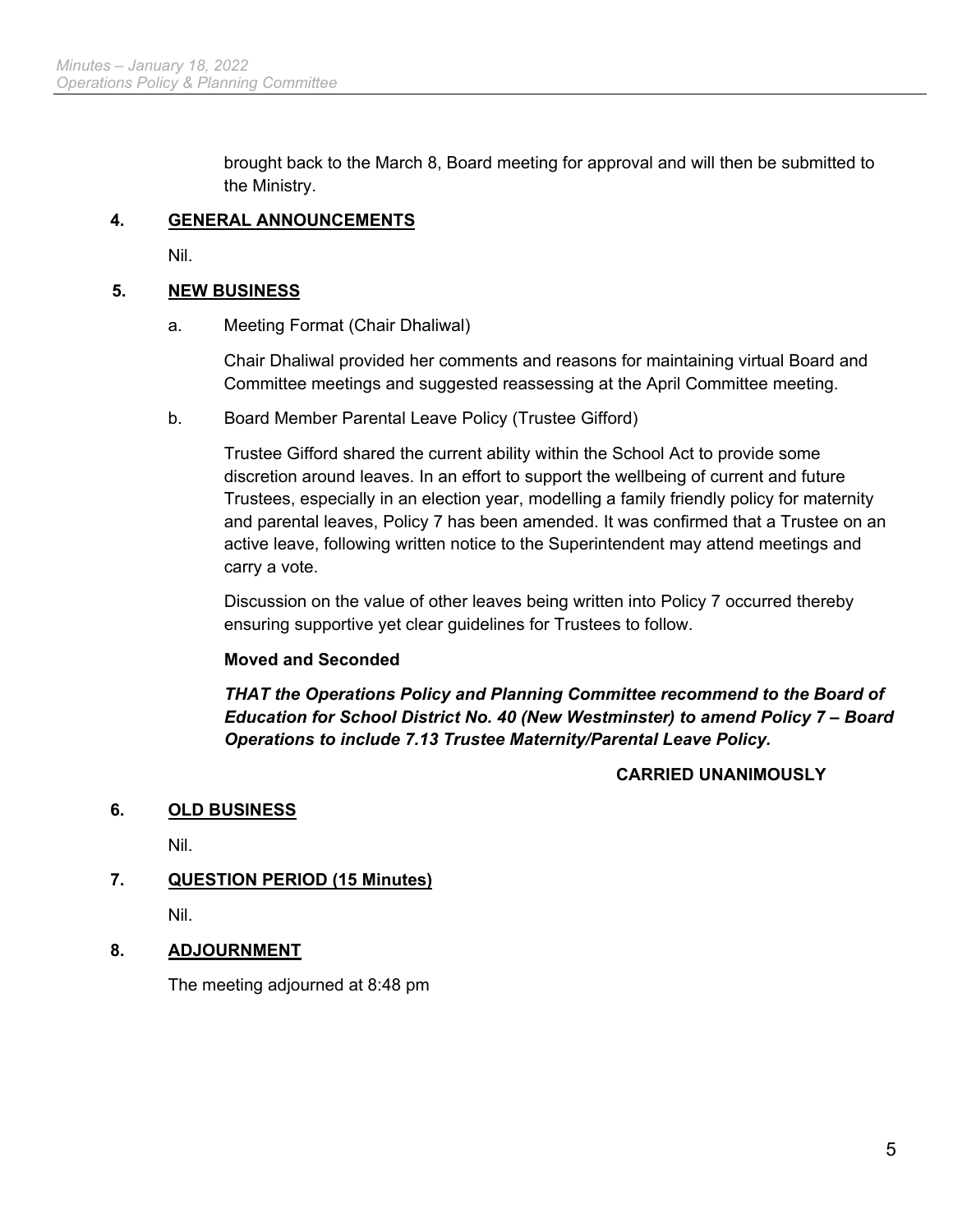brought back to the March 8, Board meeting for approval and will then be submitted to the Ministry.

## 4. GENERAL ANNOUNCEMENTS

Nil.

## 5. NEW BUSINESS

a. Meeting Format (Chair Dhaliwal)

Chair Dhaliwal provided her comments and reasons for maintaining virtual Board and Committee meetings and suggested reassessing at the April Committee meeting.

b. Board Member Parental Leave Policy (Trustee Gifford)

Trustee Gifford shared the current ability within the School Act to provide some discretion around leaves. In an effort to support the wellbeing of current and future Trustees, especially in an election year, modelling a family friendly policy for maternity and parental leaves, Policy 7 has been amended. It was confirmed that a Trustee on an active leave, following written notice to the Superintendent may attend meetings and carry a vote.

Discussion on the value of other leaves being written into Policy 7 occurred thereby ensuring supportive yet clear guidelines for Trustees to follow.

**Moved and Seconded**

***THAT the Operations Policy and Planning Committee recommend to the Board of Education for School District No. 40 (New Westminster) to amend Policy 7 – Board Operations to include 7.13 Trustee Maternity/Parental Leave Policy.***

**CARRIED UNANIMOUSLY**

## 6. OLD BUSINESS

Nil.

## 7. QUESTION PERIOD (15 Minutes)

Nil.

## 8. ADJOURNMENT

The meeting adjourned at 8:48 pm